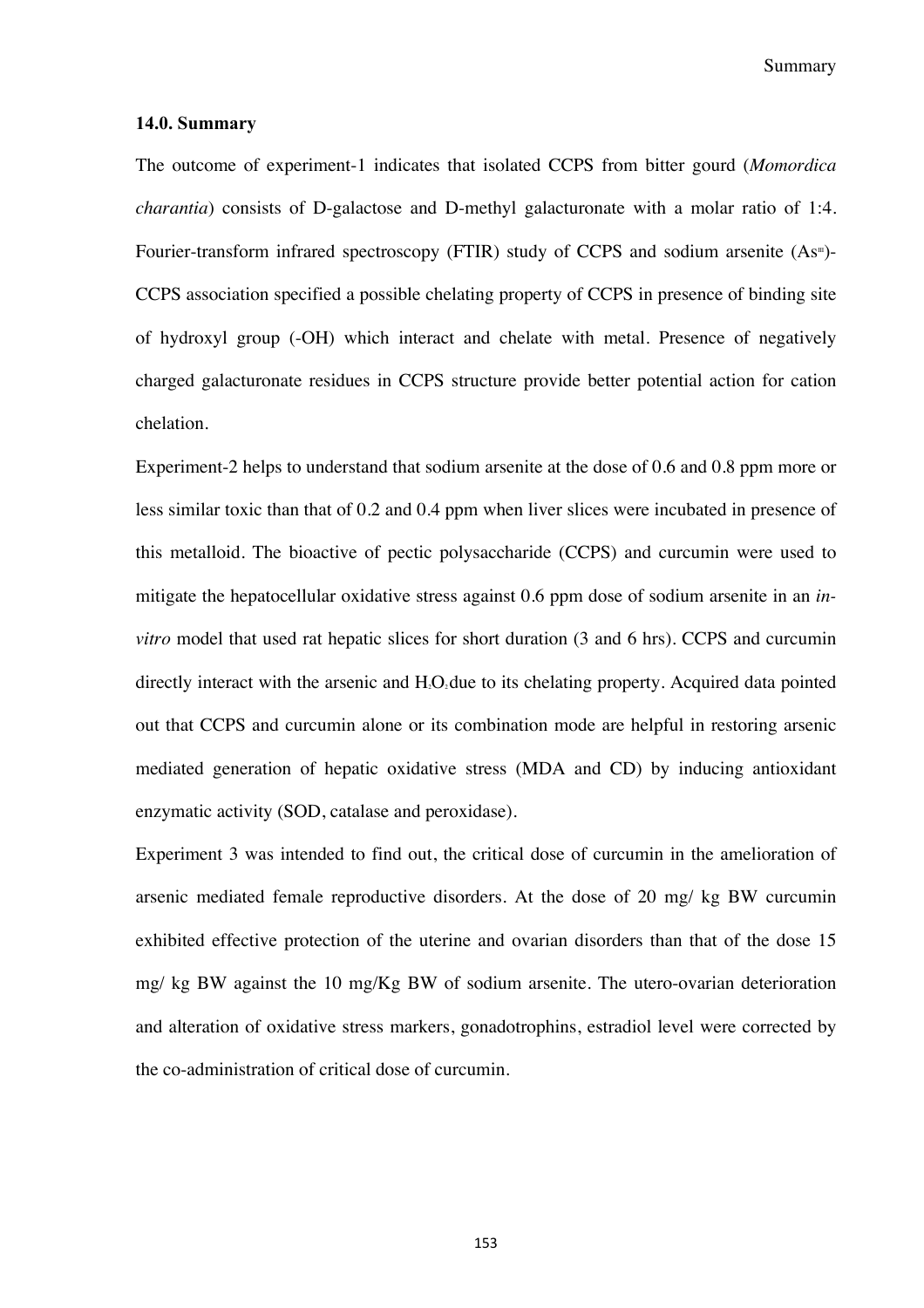### 14.0. Summary

The outcome of experiment-1 indicates that isolated CCPS from bitter gourd (*Momordica charantia*) consists of D-galactose and D-methyl galacturonate with a molar ratio of 1:4. Fourier-transform infrared spectroscopy (FTIR) study of CCPS and sodium arsenite ($As^{III}$)-CCPS association specified a possible chelating property of CCPS in presence of binding site of hydroxyl group (-OH) which interact and chelate with metal. Presence of negatively charged galacturonate residues in CCPS structure provide better potential action for cation chelation.

Experiment-2 helps to understand that sodium arsenite at the dose of 0.6 and 0.8 ppm more or less similar toxic than that of 0.2 and 0.4 ppm when liver slices were incubated in presence of this metalloid. The bioactive of pectic polysaccharide (CCPS) and curcumin were used to mitigate the hepatocellular oxidative stress against 0.6 ppm dose of sodium arsenite in an *in-vitro* model that used rat hepatic slices for short duration (3 and 6 hrs). CCPS and curcumin directly interact with the arsenic and $H_2O_2$ due to its chelating property. Acquired data pointed out that CCPS and curcumin alone or its combination mode are helpful in restoring arsenic mediated generation of hepatic oxidative stress (MDA and CD) by inducing antioxidant enzymatic activity (SOD, catalase and peroxidase).

Experiment 3 was intended to find out, the critical dose of curcumin in the amelioration of arsenic mediated female reproductive disorders. At the dose of 20 mg/ kg BW curcumin exhibited effective protection of the uterine and ovarian disorders than that of the dose 15 mg/ kg BW against the 10 mg/Kg BW of sodium arsenite. The utero-ovarian deterioration and alteration of oxidative stress markers, gonadotrophins, estradiol level were corrected by the co-administration of critical dose of curcumin.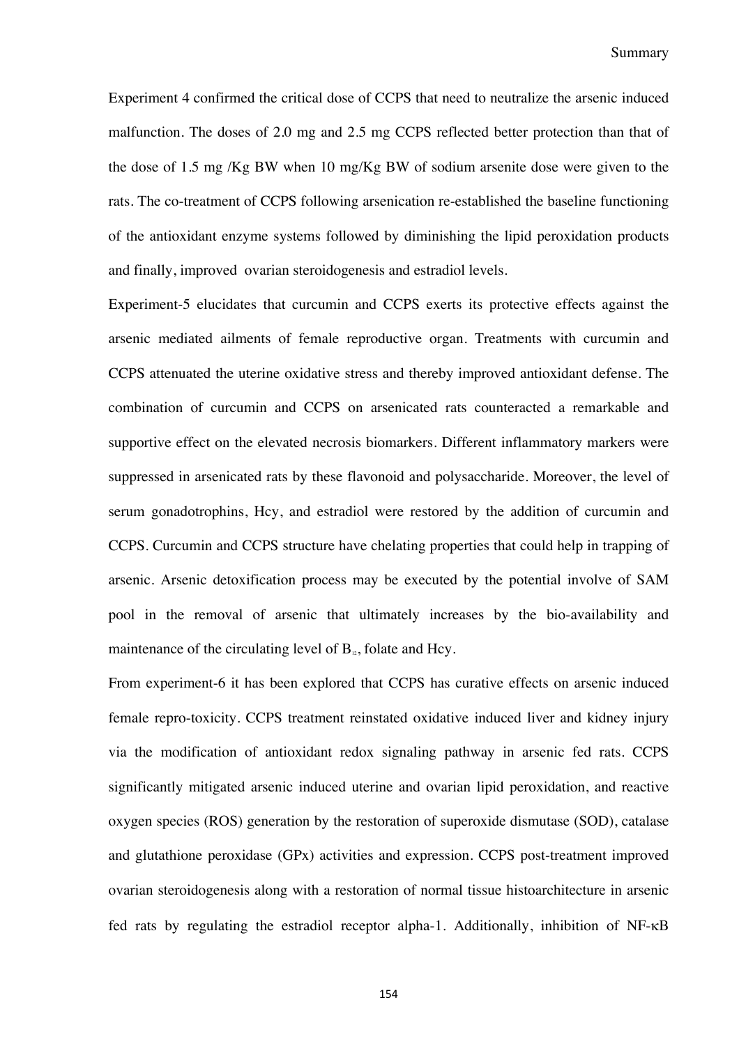Experiment 4 confirmed the critical dose of CCPS that need to neutralize the arsenic induced malfunction. The doses of 2.0 mg and 2.5 mg CCPS reflected better protection than that of the dose of 1.5 mg /Kg BW when 10 mg/Kg BW of sodium arsenite dose were given to the rats. The co-treatment of CCPS following arsenication re-established the baseline functioning of the antioxidant enzyme systems followed by diminishing the lipid peroxidation products and finally, improved ovarian steroidogenesis and estradiol levels.

Experiment-5 elucidates that curcumin and CCPS exerts its protective effects against the arsenic mediated ailments of female reproductive organ. Treatments with curcumin and CCPS attenuated the uterine oxidative stress and thereby improved antioxidant defense. The combination of curcumin and CCPS on arsenicated rats counteracted a remarkable and supportive effect on the elevated necrosis biomarkers. Different inflammatory markers were suppressed in arsenicated rats by these flavonoid and polysaccharide. Moreover, the level of serum gonadotrophins, Hcy, and estradiol were restored by the addition of curcumin and CCPS. Curcumin and CCPS structure have chelating properties that could help in trapping of arsenic. Arsenic detoxification process may be executed by the potential involve of SAM pool in the removal of arsenic that ultimately increases by the bio-availability and maintenance of the circulating level of $B_{12}$, folate and Hcy.

From experiment-6 it has been explored that CCPS has curative effects on arsenic induced female repro-toxicity. CCPS treatment reinstated oxidative induced liver and kidney injury via the modification of antioxidant redox signaling pathway in arsenic fed rats. CCPS significantly mitigated arsenic induced uterine and ovarian lipid peroxidation, and reactive oxygen species (ROS) generation by the restoration of superoxide dismutase (SOD), catalase and glutathione peroxidase (GPx) activities and expression. CCPS post-treatment improved ovarian steroidogenesis along with a restoration of normal tissue histoarchitecture in arsenic fed rats by regulating the estradiol receptor alpha-1. Additionally, inhibition of NF-κB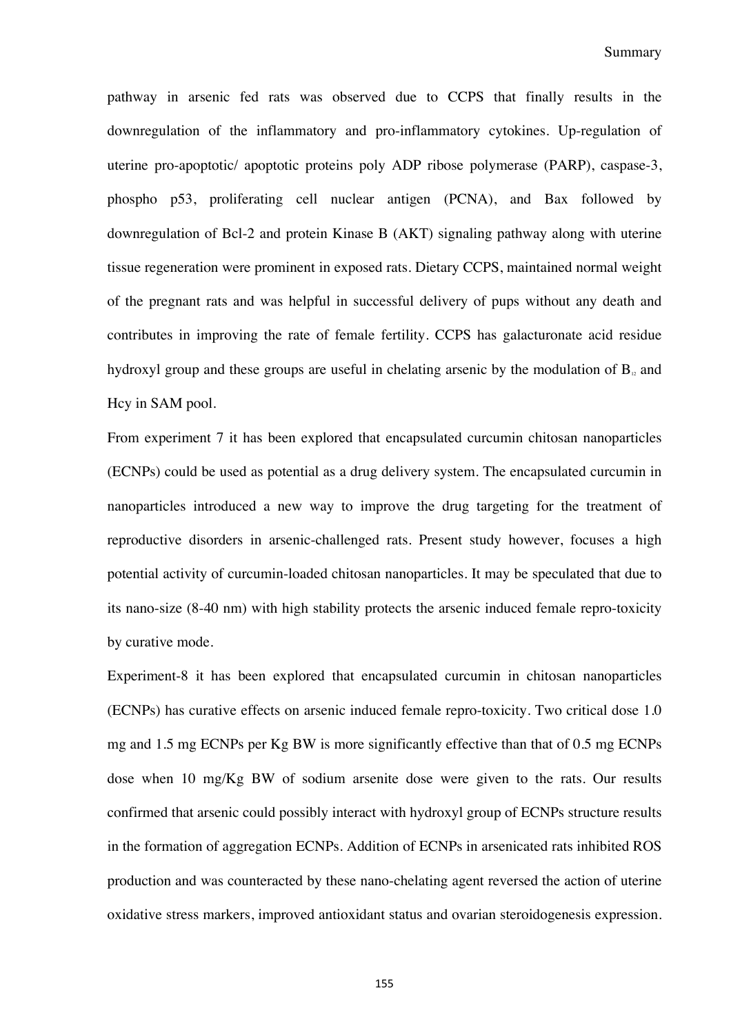pathway in arsenic fed rats was observed due to CCPS that finally results in the downregulation of the inflammatory and pro-inflammatory cytokines. Up-regulation of uterine pro-apoptotic/ apoptotic proteins poly ADP ribose polymerase (PARP), caspase-3, phospho p53, proliferating cell nuclear antigen (PCNA), and Bax followed by downregulation of Bcl-2 and protein Kinase B (AKT) signaling pathway along with uterine tissue regeneration were prominent in exposed rats. Dietary CCPS, maintained normal weight of the pregnant rats and was helpful in successful delivery of pups without any death and contributes in improving the rate of female fertility. CCPS has galacturonate acid residue hydroxyl group and these groups are useful in chelating arsenic by the modulation of $B_{12}$ and Hcy in SAM pool.

From experiment 7 it has been explored that encapsulated curcumin chitosan nanoparticles (ECNPs) could be used as potential as a drug delivery system. The encapsulated curcumin in nanoparticles introduced a new way to improve the drug targeting for the treatment of reproductive disorders in arsenic-challenged rats. Present study however, focuses a high potential activity of curcumin-loaded chitosan nanoparticles. It may be speculated that due to its nano-size (8-40 nm) with high stability protects the arsenic induced female repro-toxicity by curative mode.

Experiment-8 it has been explored that encapsulated curcumin in chitosan nanoparticles (ECNPs) has curative effects on arsenic induced female repro-toxicity. Two critical dose 1.0 mg and 1.5 mg ECNPs per Kg BW is more significantly effective than that of 0.5 mg ECNPs dose when 10 mg/Kg BW of sodium arsenite dose were given to the rats. Our results confirmed that arsenic could possibly interact with hydroxyl group of ECNPs structure results in the formation of aggregation ECNPs. Addition of ECNPs in arsenicated rats inhibited ROS production and was counteracted by these nano-chelating agent reversed the action of uterine oxidative stress markers, improved antioxidant status and ovarian steroidogenesis expression.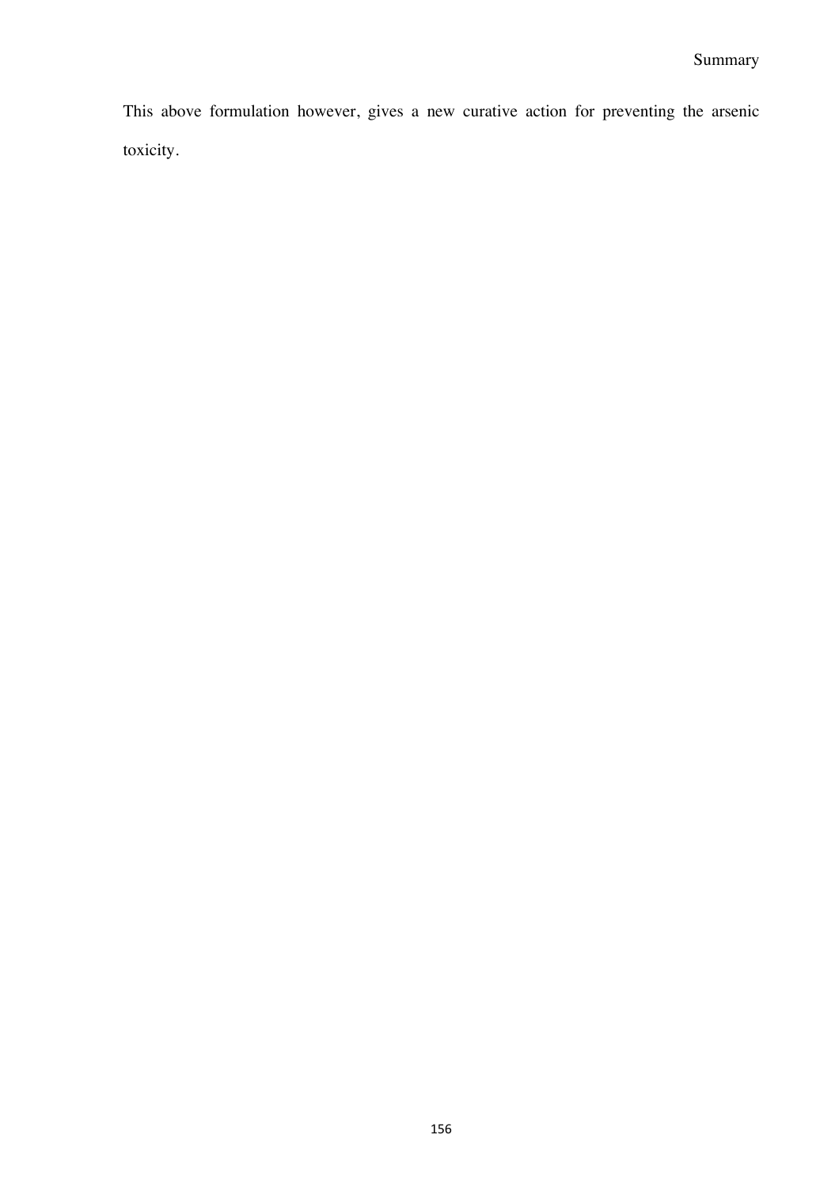This above formulation however, gives a new curative action for preventing the arsenic toxicity.